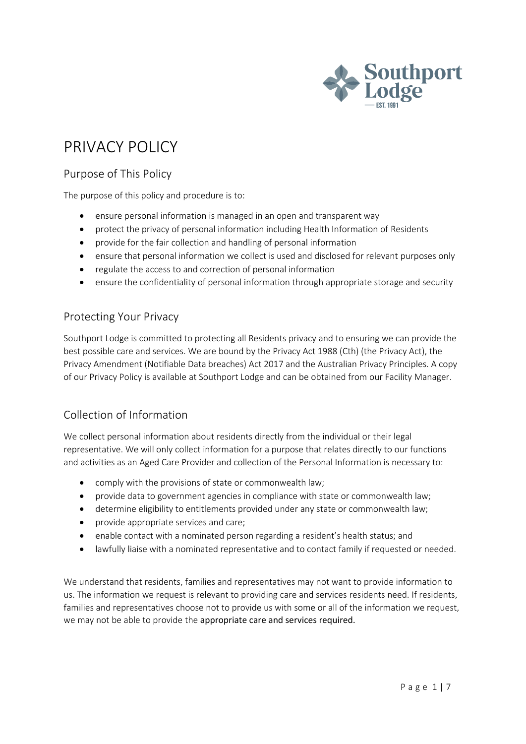# PRIVACY POLICY

## Purpose of This Policy

The purpose of this policy and procedure is to:

- ensure personal information is managed in an open and transparent way
- protect the privacy of personal information including Health Information of Residents
- provide for the fair collection and handling of personal information
- ensure that personal information we collect is used and disclosed for relevant purposes only
- regulate the access to and correction of personal information
- ensure the confidentiality of personal information through appropriate storage and security

## Protecting Your Privacy

Southport Lodge is committed to protecting all Residents privacy and to ensuring we can provide the best possible care and services. We are bound by the Privacy Act 1988 (Cth) (the Privacy Act), the Privacy Amendment (Notifiable Data breaches) Act 2017 and the Australian Privacy Principles. A copy of our Privacy Policy is available at Southport Lodge and can be obtained from our Facility Manager.

## Collection of Information

We collect personal information about residents directly from the individual or their legal representative. We will only collect information for a purpose that relates directly to our functions and activities as an Aged Care Provider and collection of the Personal Information is necessary to:

- comply with the provisions of state or commonwealth law;
- provide data to government agencies in compliance with state or commonwealth law;
- determine eligibility to entitlements provided under any state or commonwealth law;
- provide appropriate services and care;
- enable contact with a nominated person regarding a resident's health status; and
- lawfully liaise with a nominated representative and to contact family if requested or needed.

We understand that residents, families and representatives may not want to provide information to us. The information we request is relevant to providing care and services residents need. If residents, families and representatives choose not to provide us with some or all of the information we request, we may not be able to provide the appropriate care and services required.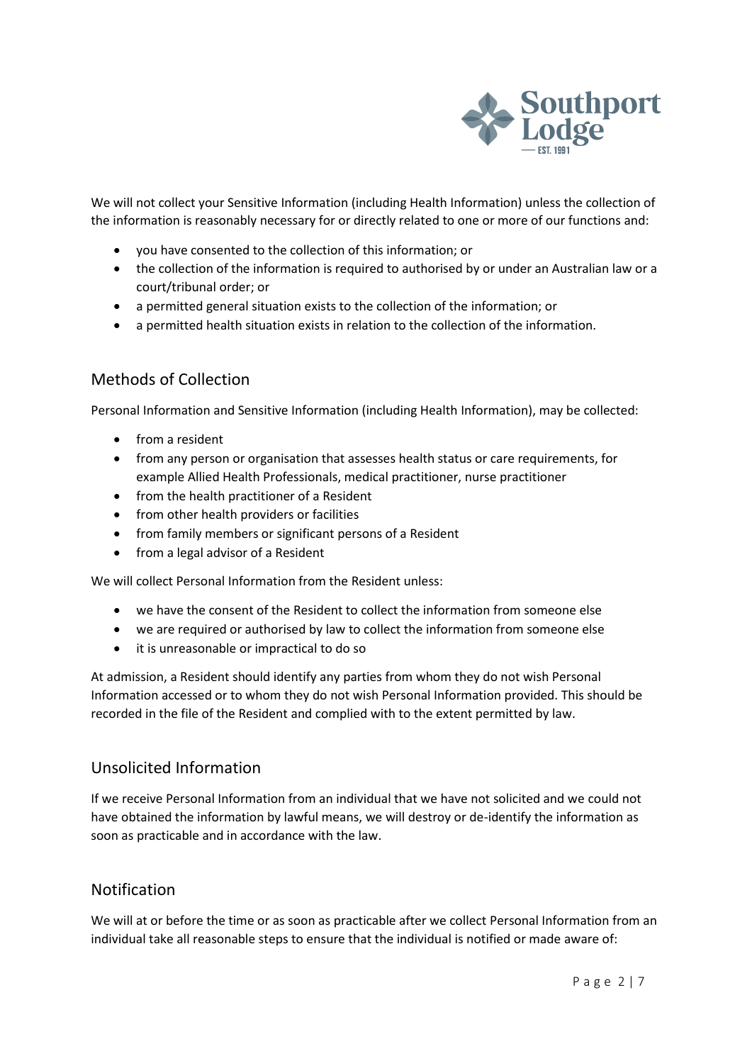We will not collect your Sensitive Information (including Health Information) unless the collection of the information is reasonably necessary for or directly related to one or more of our functions and:

- you have consented to the collection of this information; or
- the collection of the information is required to authorised by or under an Australian law or a court/tribunal order; or
- a permitted general situation exists to the collection of the information; or
- a permitted health situation exists in relation to the collection of the information.

## Methods of Collection

Personal Information and Sensitive Information (including Health Information), may be collected:

- from a resident
- from any person or organisation that assesses health status or care requirements, for example Allied Health Professionals, medical practitioner, nurse practitioner
- from the health practitioner of a Resident
- from other health providers or facilities
- from family members or significant persons of a Resident
- from a legal advisor of a Resident

We will collect Personal Information from the Resident unless:

- we have the consent of the Resident to collect the information from someone else
- we are required or authorised by law to collect the information from someone else
- it is unreasonable or impractical to do so

At admission, a Resident should identify any parties from whom they do not wish Personal Information accessed or to whom they do not wish Personal Information provided. This should be recorded in the file of the Resident and complied with to the extent permitted by law.

## Unsolicited Information

If we receive Personal Information from an individual that we have not solicited and we could not have obtained the information by lawful means, we will destroy or de-identify the information as soon as practicable and in accordance with the law.

## Notification

We will at or before the time or as soon as practicable after we collect Personal Information from an individual take all reasonable steps to ensure that the individual is notified or made aware of: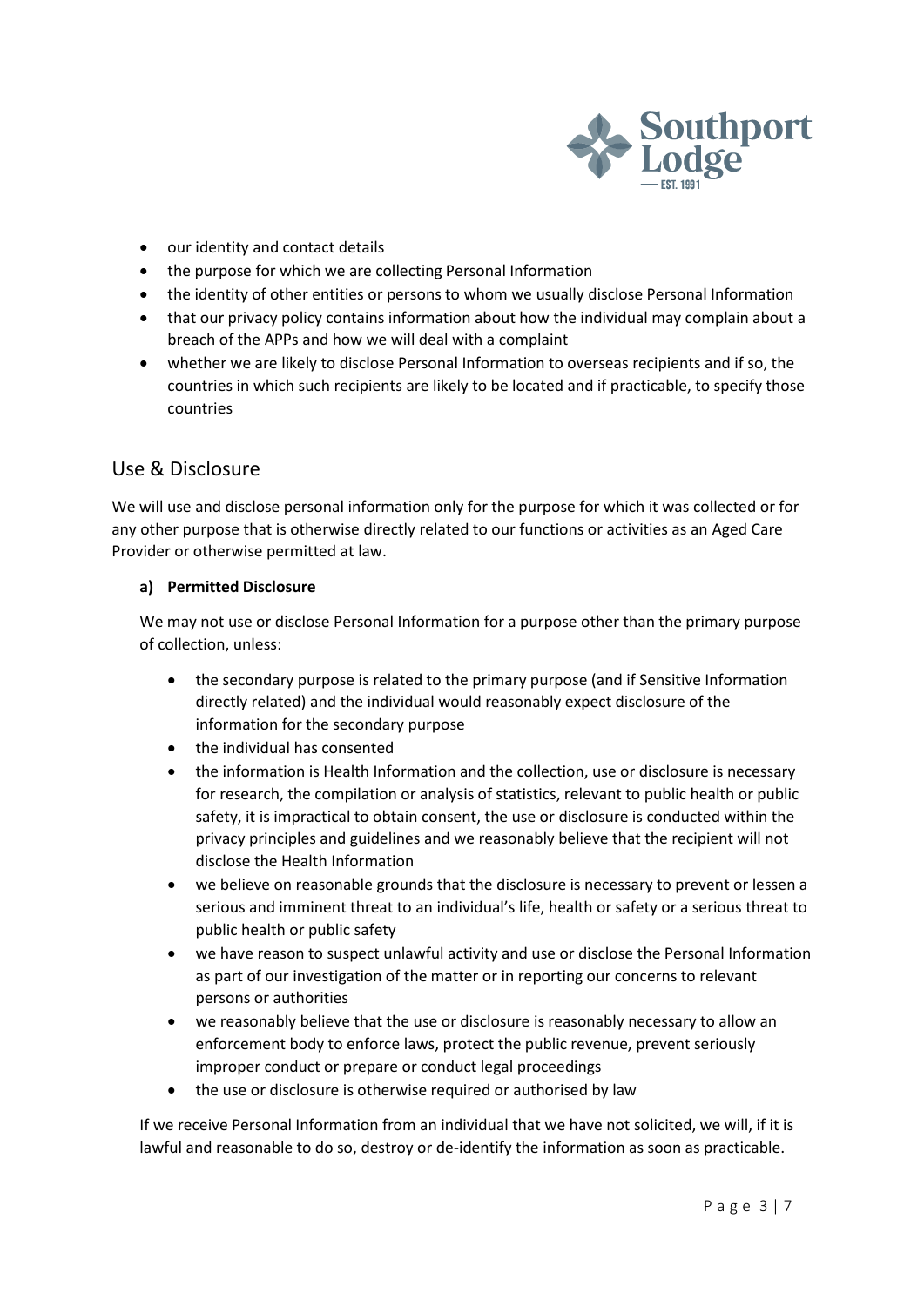- our identity and contact details
- the purpose for which we are collecting Personal Information
- the identity of other entities or persons to whom we usually disclose Personal Information
- that our privacy policy contains information about how the individual may complain about a breach of the APPs and how we will deal with a complaint
- whether we are likely to disclose Personal Information to overseas recipients and if so, the countries in which such recipients are likely to be located and if practicable, to specify those countries

## Use & Disclosure

We will use and disclose personal information only for the purpose for which it was collected or for any other purpose that is otherwise directly related to our functions or activities as an Aged Care Provider or otherwise permitted at law.

**a) Permitted Disclosure**

We may not use or disclose Personal Information for a purpose other than the primary purpose of collection, unless:

- the secondary purpose is related to the primary purpose (and if Sensitive Information directly related) and the individual would reasonably expect disclosure of the information for the secondary purpose
- the individual has consented
- the information is Health Information and the collection, use or disclosure is necessary for research, the compilation or analysis of statistics, relevant to public health or public safety, it is impractical to obtain consent, the use or disclosure is conducted within the privacy principles and guidelines and we reasonably believe that the recipient will not disclose the Health Information
- we believe on reasonable grounds that the disclosure is necessary to prevent or lessen a serious and imminent threat to an individual's life, health or safety or a serious threat to public health or public safety
- we have reason to suspect unlawful activity and use or disclose the Personal Information as part of our investigation of the matter or in reporting our concerns to relevant persons or authorities
- we reasonably believe that the use or disclosure is reasonably necessary to allow an enforcement body to enforce laws, protect the public revenue, prevent seriously improper conduct or prepare or conduct legal proceedings
- the use or disclosure is otherwise required or authorised by law

If we receive Personal Information from an individual that we have not solicited, we will, if it is lawful and reasonable to do so, destroy or de-identify the information as soon as practicable.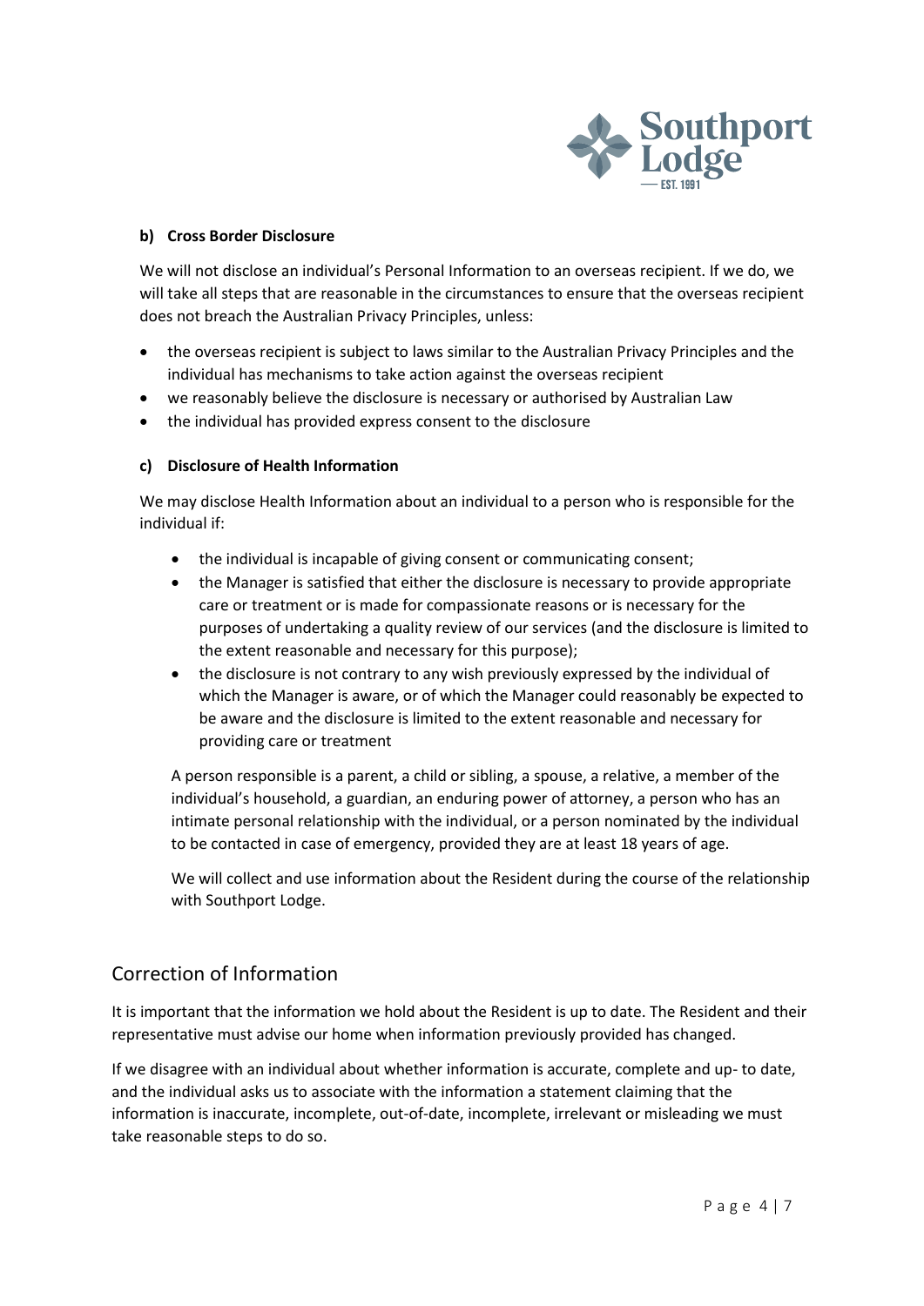**b) Cross Border Disclosure**

We will not disclose an individual's Personal Information to an overseas recipient. If we do, we will take all steps that are reasonable in the circumstances to ensure that the overseas recipient does not breach the Australian Privacy Principles, unless:

- the overseas recipient is subject to laws similar to the Australian Privacy Principles and the individual has mechanisms to take action against the overseas recipient
- we reasonably believe the disclosure is necessary or authorised by Australian Law
- the individual has provided express consent to the disclosure

**c) Disclosure of Health Information**

We may disclose Health Information about an individual to a person who is responsible for the individual if:

- the individual is incapable of giving consent or communicating consent;
- the Manager is satisfied that either the disclosure is necessary to provide appropriate care or treatment or is made for compassionate reasons or is necessary for the purposes of undertaking a quality review of our services (and the disclosure is limited to the extent reasonable and necessary for this purpose);
- the disclosure is not contrary to any wish previously expressed by the individual of which the Manager is aware, or of which the Manager could reasonably be expected to be aware and the disclosure is limited to the extent reasonable and necessary for providing care or treatment

A person responsible is a parent, a child or sibling, a spouse, a relative, a member of the individual's household, a guardian, an enduring power of attorney, a person who has an intimate personal relationship with the individual, or a person nominated by the individual to be contacted in case of emergency, provided they are at least 18 years of age.

We will collect and use information about the Resident during the course of the relationship with Southport Lodge.

## Correction of Information

It is important that the information we hold about the Resident is up to date. The Resident and their representative must advise our home when information previously provided has changed.

If we disagree with an individual about whether information is accurate, complete and up- to date, and the individual asks us to associate with the information a statement claiming that the information is inaccurate, incomplete, out-of-date, incomplete, irrelevant or misleading we must take reasonable steps to do so.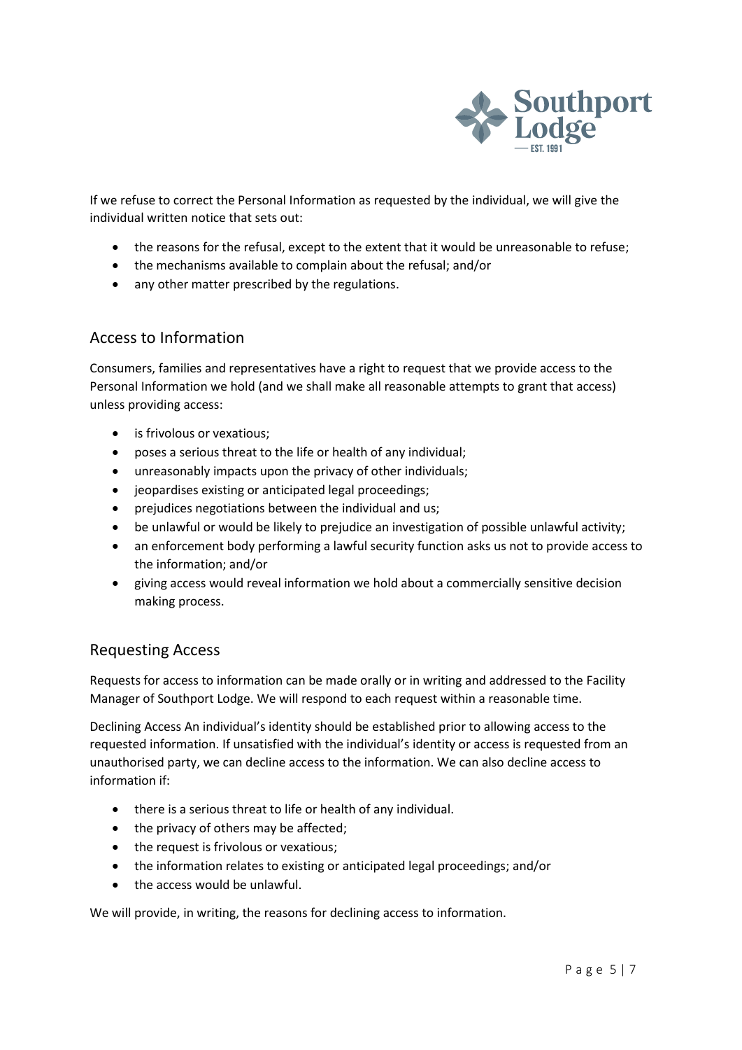If we refuse to correct the Personal Information as requested by the individual, we will give the individual written notice that sets out:

- the reasons for the refusal, except to the extent that it would be unreasonable to refuse;
- the mechanisms available to complain about the refusal; and/or
- any other matter prescribed by the regulations.

## Access to Information

Consumers, families and representatives have a right to request that we provide access to the Personal Information we hold (and we shall make all reasonable attempts to grant that access) unless providing access:

- is frivolous or vexatious;
- poses a serious threat to the life or health of any individual;
- unreasonably impacts upon the privacy of other individuals;
- jeopardises existing or anticipated legal proceedings;
- prejudices negotiations between the individual and us;
- be unlawful or would be likely to prejudice an investigation of possible unlawful activity;
- an enforcement body performing a lawful security function asks us not to provide access to the information; and/or
- giving access would reveal information we hold about a commercially sensitive decision making process.

## Requesting Access

Requests for access to information can be made orally or in writing and addressed to the Facility Manager of Southport Lodge. We will respond to each request within a reasonable time.

Declining Access An individual's identity should be established prior to allowing access to the requested information. If unsatisfied with the individual's identity or access is requested from an unauthorised party, we can decline access to the information. We can also decline access to information if:

- there is a serious threat to life or health of any individual.
- the privacy of others may be affected;
- the request is frivolous or vexatious;
- the information relates to existing or anticipated legal proceedings; and/or
- the access would be unlawful.

We will provide, in writing, the reasons for declining access to information.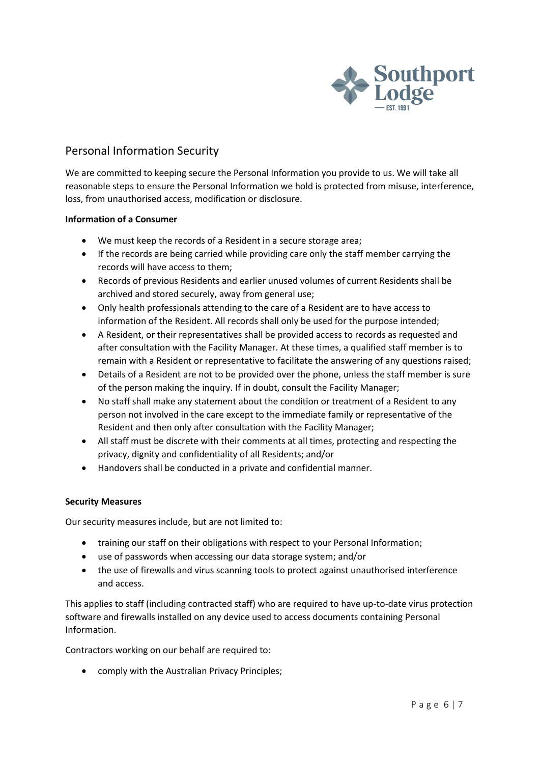## Personal Information Security

We are committed to keeping secure the Personal Information you provide to us. We will take all reasonable steps to ensure the Personal Information we hold is protected from misuse, interference, loss, from unauthorised access, modification or disclosure.

**Information of a Consumer**

- We must keep the records of a Resident in a secure storage area;
- If the records are being carried while providing care only the staff member carrying the records will have access to them;
- Records of previous Residents and earlier unused volumes of current Residents shall be archived and stored securely, away from general use;
- Only health professionals attending to the care of a Resident are to have access to information of the Resident. All records shall only be used for the purpose intended;
- A Resident, or their representatives shall be provided access to records as requested and after consultation with the Facility Manager. At these times, a qualified staff member is to remain with a Resident or representative to facilitate the answering of any questions raised;
- Details of a Resident are not to be provided over the phone, unless the staff member is sure of the person making the inquiry. If in doubt, consult the Facility Manager;
- No staff shall make any statement about the condition or treatment of a Resident to any person not involved in the care except to the immediate family or representative of the Resident and then only after consultation with the Facility Manager;
- All staff must be discrete with their comments at all times, protecting and respecting the privacy, dignity and confidentiality of all Residents; and/or
- Handovers shall be conducted in a private and confidential manner.

**Security Measures**

Our security measures include, but are not limited to:

- training our staff on their obligations with respect to your Personal Information;
- use of passwords when accessing our data storage system; and/or
- the use of firewalls and virus scanning tools to protect against unauthorised interference and access.

This applies to staff (including contracted staff) who are required to have up-to-date virus protection software and firewalls installed on any device used to access documents containing Personal Information.

Contractors working on our behalf are required to:

- comply with the Australian Privacy Principles;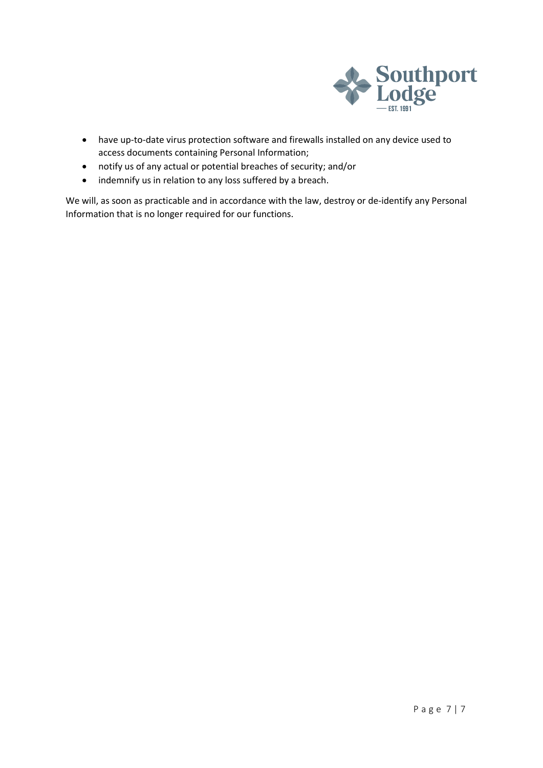- have up-to-date virus protection software and firewalls installed on any device used to access documents containing Personal Information;
- notify us of any actual or potential breaches of security; and/or
- indemnify us in relation to any loss suffered by a breach.

We will, as soon as practicable and in accordance with the law, destroy or de-identify any Personal Information that is no longer required for our functions.